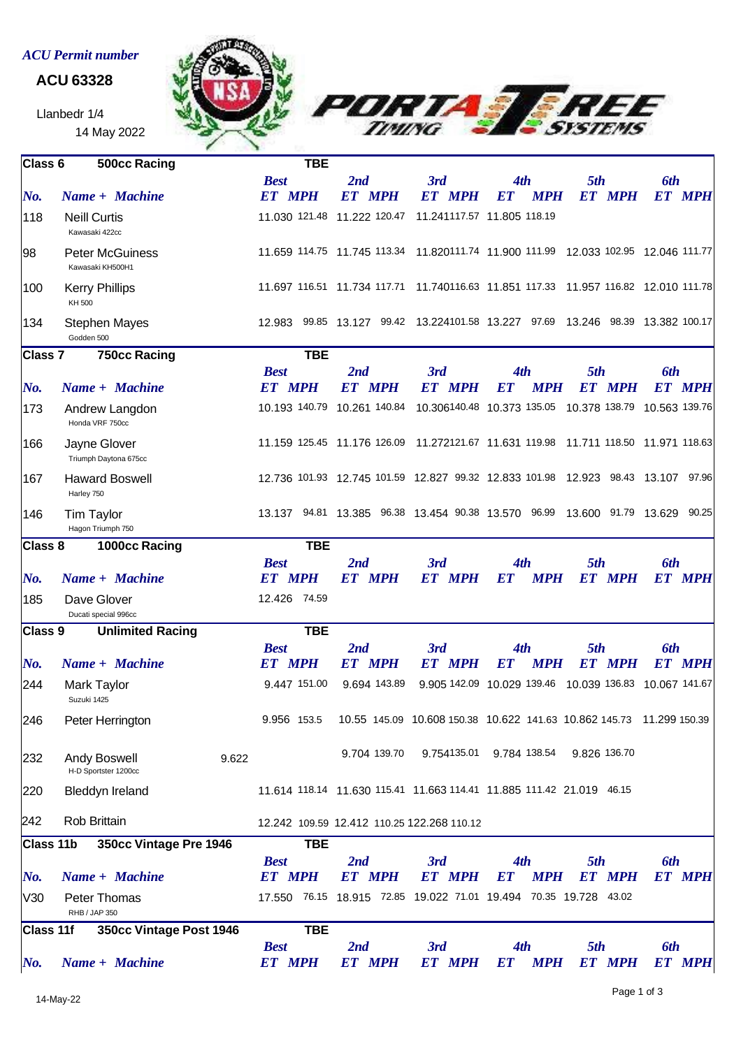*ACU Permit number*

**ACU 63328**

Llanbedr 1/4

14 May 2022

| No. | Name + Machine | Best ET | Best MPH | 2nd ET | 2nd MPH | 3rd ET | 3rd MPH | 4th ET | 4th MPH | 5th ET | 5th MPH | 6th ET | 6th MPH |
|---|---|---|---|---|---|---|---|---|---|---|---|---|---|
| **Class 6** | **500cc Racing** | **TBE** | | | | | | | | | | | |
| 118 | Neill Curtis<br>Kawasaki 422cc | 11.030 | 121.48 | 11.222 | 120.47 | 11.241 | 117.57 | 11.805 | 118.19 | | | | |
| 98 | Peter McGuiness<br>Kawasaki KH500H1 | 11.659 | 114.75 | 11.745 | 113.34 | 11.820 | 111.74 | 11.900 | 111.99 | 12.033 | 102.95 | 12.046 | 111.77 |
| 100 | Kerry Phillips<br>KH 500 | 11.697 | 116.51 | 11.734 | 117.71 | 11.740 | 116.63 | 11.851 | 117.33 | 11.957 | 116.82 | 12.010 | 111.78 |
| 134 | Stephen Mayes<br>Godden 500 | 12.983 | 99.85 | 13.127 | 99.42 | 13.224 | 101.58 | 13.227 | 97.69 | 13.246 | 98.39 | 13.382 | 100.17 |
| **Class 7** | **750cc Racing** | **TBE** | | | | | | | | | | | |
| 173 | Andrew Langdon<br>Honda VRF 750cc | 10.193 | 140.79 | 10.261 | 140.84 | 10.306 | 140.48 | 10.373 | 135.05 | 10.378 | 138.79 | 10.563 | 139.76 |
| 166 | Jayne Glover<br>Triumph Daytona 675cc | 11.159 | 125.45 | 11.176 | 126.09 | 11.272 | 121.67 | 11.631 | 119.98 | 11.711 | 118.50 | 11.971 | 118.63 |
| 167 | Haward Boswell<br>Harley 750 | 12.736 | 101.93 | 12.745 | 101.59 | 12.827 | 99.32 | 12.833 | 101.98 | 12.923 | 98.43 | 13.107 | 97.96 |
| 146 | Tim Taylor<br>Hagon Triumph 750 | 13.137 | 94.81 | 13.385 | 96.38 | 13.454 | 90.38 | 13.570 | 96.99 | 13.600 | 91.79 | 13.629 | 90.25 |
| **Class 8** | **1000cc Racing** | **TBE** | | | | | | | | | | | |
| 185 | Dave Glover<br>Ducati special 996cc | 12.426 | 74.59 | | | | | | | | | | |
| **Class 9** | **Unlimited Racing** | **TBE** | | | | | | | | | | | |
| 244 | Mark Taylor<br>Suzuki 1425 | 9.447 | 151.00 | 9.694 | 143.89 | 9.905 | 142.09 | 10.029 | 139.46 | 10.039 | 136.83 | 10.067 | 141.67 |
| 246 | Peter Herrington | 9.956 | 153.5 | 10.55 | 145.09 | 10.608 | 150.38 | 10.622 | 141.63 | 10.862 | 145.73 | 11.299 | 150.39 |
| 232 | Andy Boswell<br>H-D Sportster 1200cc | 9.622 | | 9.704 | 139.70 | 9.754 | 135.01 | 9.784 | 138.54 | 9.826 | 136.70 | | |
| 220 | Bleddyn Ireland | 11.614 | 118.14 | 11.630 | 115.41 | 11.663 | 114.41 | 11.885 | 111.42 | 21.019 | 46.15 | | |
| 242 | Rob Brittain | 12.242 | 109.59 | 12.412 | 110.25 | 122.268 | 110.12 | | | | | | |
| **Class 11b** | **350cc Vintage Pre 1946** | **TBE** | | | | | | | | | | | |
| V30 | Peter Thomas<br>RHB / JAP 350 | 17.550 | 76.15 | 18.915 | 72.85 | 19.022 | 71.01 | 19.494 | 70.35 | 19.728 | 43.02 | | |
| **Class 11f** | **350cc Vintage Post 1946** | **TBE** | | | | | | | | | | | |

14-May-22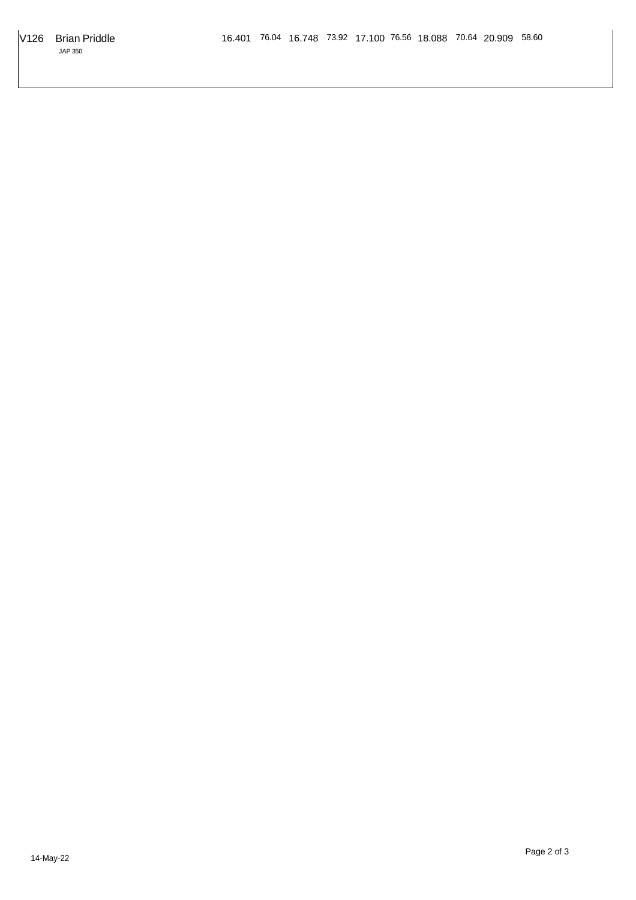| | | | | | | | | | | | |
|---|---|---|---|---|---|---|---|---|---|---|---|
| V126 | Brian Priddle<br>JAP 350 | 16.401 | 76.04 | 16.748 | 73.92 | 17.100 | 76.56 | 18.088 | 70.64 | 20.909 | 58.60 |

14-May-22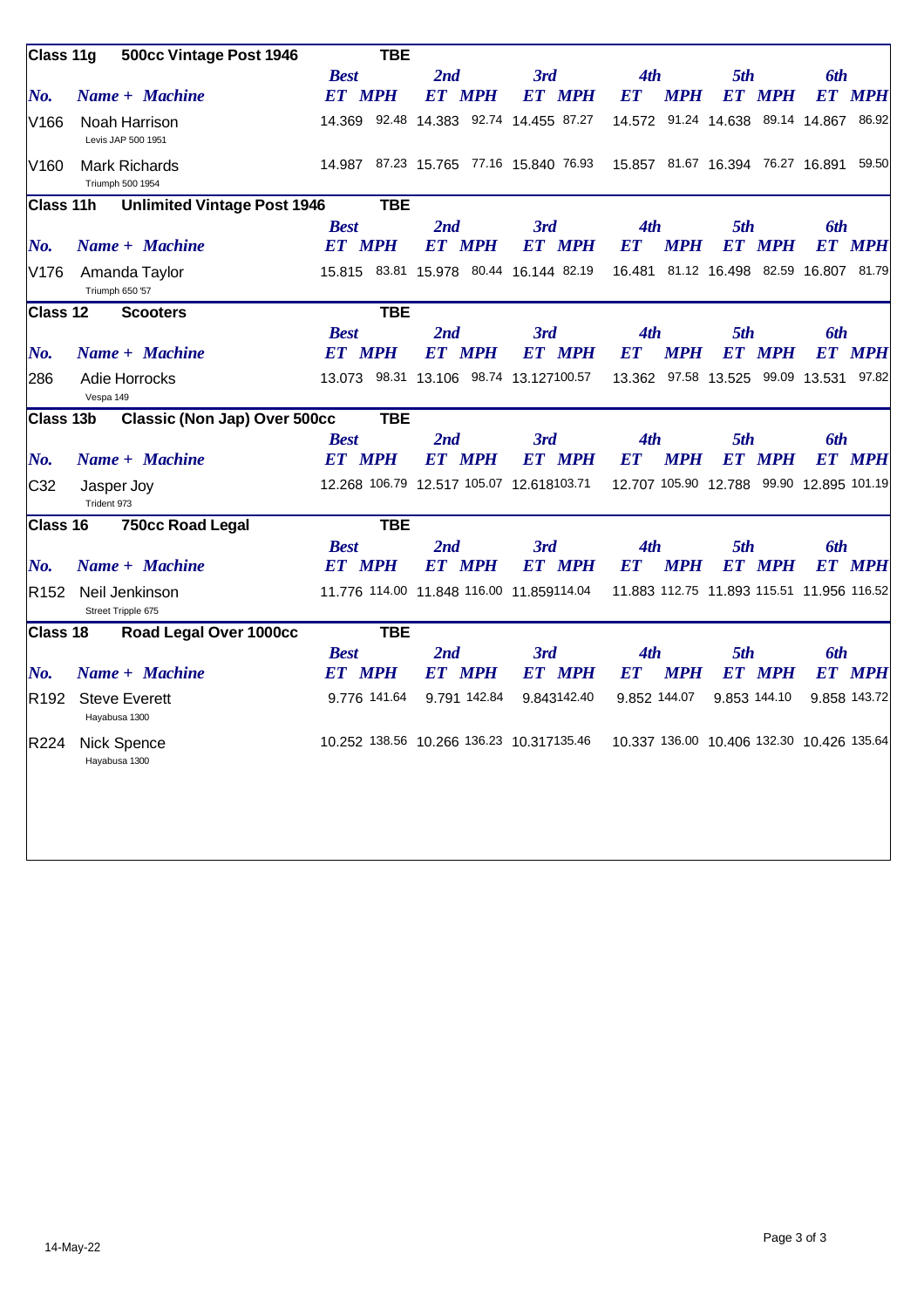## Class 11g 500cc Vintage Post 1946 — TBE

| No. | Name + Machine | Best ET | Best MPH | 2nd ET | 2nd MPH | 3rd ET | 3rd MPH | 4th ET | 4th MPH | 5th ET | 5th MPH | 6th ET | 6th MPH |
|---|---|---|---|---|---|---|---|---|---|---|---|---|---|
| V166 | Noah Harrison<br>Levis JAP 500 1951 | 14.369 | 92.48 | 14.383 | 92.74 | 14.455 | 87.27 | 14.572 | 91.24 | 14.638 | 89.14 | 14.867 | 86.92 |
| V160 | Mark Richards<br>Triumph 500 1954 | 14.987 | 87.23 | 15.765 | 77.16 | 15.840 | 76.93 | 15.857 | 81.67 | 16.394 | 76.27 | 16.891 | 59.50 |

## Class 11h Unlimited Vintage Post 1946 — TBE

| No. | Name + Machine | Best ET | Best MPH | 2nd ET | 2nd MPH | 3rd ET | 3rd MPH | 4th ET | 4th MPH | 5th ET | 5th MPH | 6th ET | 6th MPH |
|---|---|---|---|---|---|---|---|---|---|---|---|---|---|
| V176 | Amanda Taylor<br>Triumph 650 '57 | 15.815 | 83.81 | 15.978 | 80.44 | 16.144 | 82.19 | 16.481 | 81.12 | 16.498 | 82.59 | 16.807 | 81.79 |

## Class 12 Scooters — TBE

| No. | Name + Machine | Best ET | Best MPH | 2nd ET | 2nd MPH | 3rd ET | 3rd MPH | 4th ET | 4th MPH | 5th ET | 5th MPH | 6th ET | 6th MPH |
|---|---|---|---|---|---|---|---|---|---|---|---|---|---|
| 286 | Adie Horrocks<br>Vespa 149 | 13.073 | 98.31 | 13.106 | 98.74 | 13.127 | 100.57 | 13.362 | 97.58 | 13.525 | 99.09 | 13.531 | 97.82 |

## Class 13b Classic (Non Jap) Over 500cc — TBE

| No. | Name + Machine | Best ET | Best MPH | 2nd ET | 2nd MPH | 3rd ET | 3rd MPH | 4th ET | 4th MPH | 5th ET | 5th MPH | 6th ET | 6th MPH |
|---|---|---|---|---|---|---|---|---|---|---|---|---|---|
| C32 | Jasper Joy<br>Trident 973 | 12.268 | 106.79 | 12.517 | 105.07 | 12.618 | 103.71 | 12.707 | 105.90 | 12.788 | 99.90 | 12.895 | 101.19 |

## Class 16 750cc Road Legal — TBE

| No. | Name + Machine | Best ET | Best MPH | 2nd ET | 2nd MPH | 3rd ET | 3rd MPH | 4th ET | 4th MPH | 5th ET | 5th MPH | 6th ET | 6th MPH |
|---|---|---|---|---|---|---|---|---|---|---|---|---|---|
| R152 | Neil Jenkinson<br>Street Tripple 675 | 11.776 | 114.00 | 11.848 | 116.00 | 11.859 | 114.04 | 11.883 | 112.75 | 11.893 | 115.51 | 11.956 | 116.52 |

## Class 18 Road Legal Over 1000cc — TBE

| No. | Name + Machine | Best ET | Best MPH | 2nd ET | 2nd MPH | 3rd ET | 3rd MPH | 4th ET | 4th MPH | 5th ET | 5th MPH | 6th ET | 6th MPH |
|---|---|---|---|---|---|---|---|---|---|---|---|---|---|
| R192 | Steve Everett<br>Hayabusa 1300 | 9.776 | 141.64 | 9.791 | 142.84 | 9.843 | 142.40 | 9.852 | 144.07 | 9.853 | 144.10 | 9.858 | 143.72 |
| R224 | Nick Spence<br>Hayabusa 1300 | 10.252 | 138.56 | 10.266 | 136.23 | 10.317 | 135.46 | 10.337 | 136.00 | 10.406 | 132.30 | 10.426 | 135.64 |

14-May-22